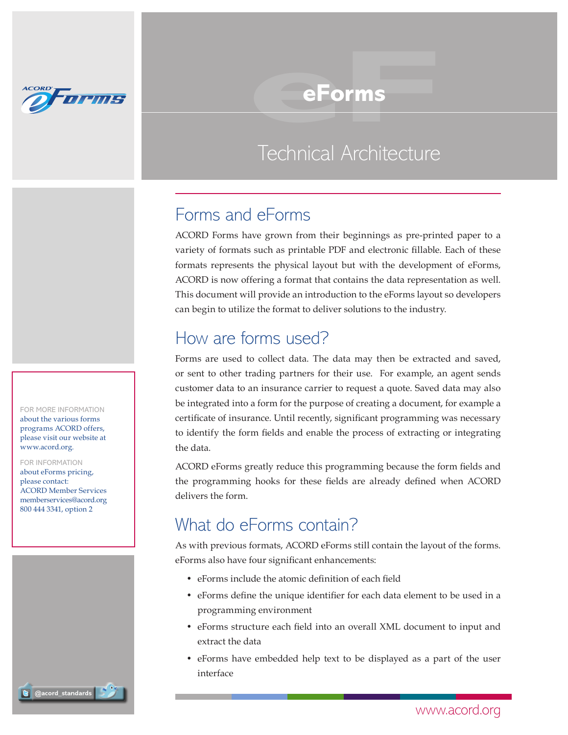# eForms

## Technical Architecture

## Forms and eForms

ACORD Forms have grown from their beginnings as pre-printed paper to a variety of formats such as printable PDF and electronic fillable. Each of these formats represents the physical layout but with the development of eForms, ACORD is now offering a format that contains the data representation as well. This document will provide an introduction to the eForms layout so developers can begin to utilize the format to deliver solutions to the industry.

## How are forms used?

Forms are used to collect data. The data may then be extracted and saved, or sent to other trading partners for their use. For example, an agent sends customer data to an insurance carrier to request a quote. Saved data may also be integrated into a form for the purpose of creating a document, for example a certificate of insurance. Until recently, significant programming was necessary to identify the form fields and enable the process of extracting or integrating the data.

ACORD eForms greatly reduce this programming because the form fields and the programming hooks for these fields are already defined when ACORD delivers the form.

## What do eForms contain?

As with previous formats, ACORD eForms still contain the layout of the forms. eForms also have four significant enhancements:

- eForms include the atomic definition of each field
- eForms define the unique identifier for each data element to be used in a programming environment
- eForms structure each field into an overall XML document to input and extract the data
- eForms have embedded help text to be displayed as a part of the user interface

FOR MORE INFORMATION about the various forms programs ACORD offers, please visit our website at www.acord.org.

FOR INFORMATION about eForms pricing, please contact:
ACORD Member Services
memberservices@acord.org
800 444 3341, option 2

@acord_standards

www.acord.org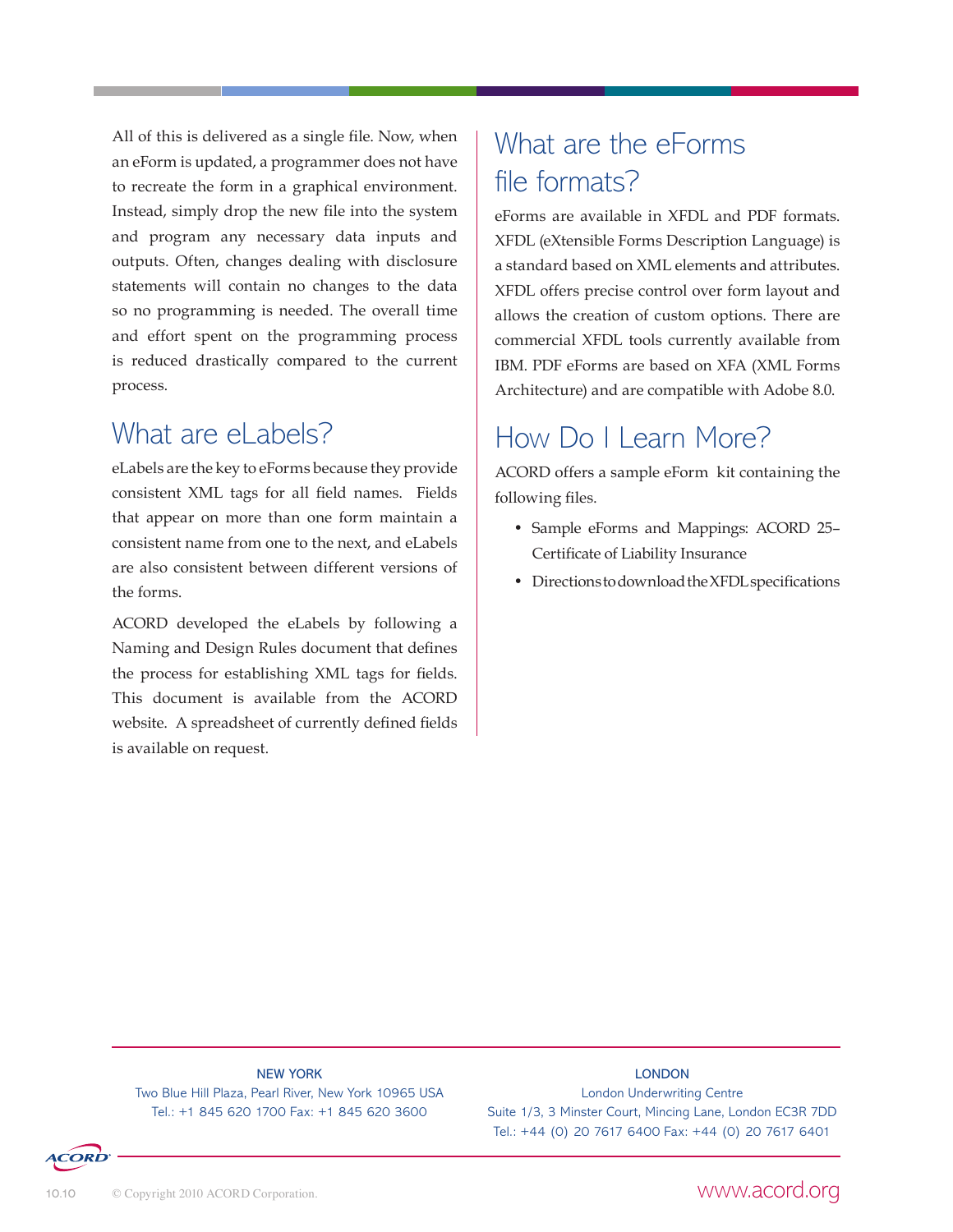All of this is delivered as a single file. Now, when an eForm is updated, a programmer does not have to recreate the form in a graphical environment. Instead, simply drop the new file into the system and program any necessary data inputs and outputs. Often, changes dealing with disclosure statements will contain no changes to the data so no programming is needed. The overall time and effort spent on the programming process is reduced drastically compared to the current process.

## What are eLabels?

eLabels are the key to eForms because they provide consistent XML tags for all field names. Fields that appear on more than one form maintain a consistent name from one to the next, and eLabels are also consistent between different versions of the forms.

ACORD developed the eLabels by following a Naming and Design Rules document that defines the process for establishing XML tags for fields. This document is available from the ACORD website. A spreadsheet of currently defined fields is available on request.

## What are the eForms file formats?

eForms are available in XFDL and PDF formats. XFDL (eXtensible Forms Description Language) is a standard based on XML elements and attributes. XFDL offers precise control over form layout and allows the creation of custom options. There are commercial XFDL tools currently available from IBM. PDF eForms are based on XFA (XML Forms Architecture) and are compatible with Adobe 8.0.

## How Do I Learn More?

ACORD offers a sample eForm kit containing the following files.

- Sample eForms and Mappings: ACORD 25–Certificate of Liability Insurance
- Directions to download the XFDL specifications

**NEW YORK**
Two Blue Hill Plaza, Pearl River, New York 10965 USA
Tel.: +1 845 620 1700 Fax: +1 845 620 3600

**LONDON**
London Underwriting Centre
Suite 1/3, 3 Minster Court, Mincing Lane, London EC3R 7DD
Tel.: +44 (0) 20 7617 6400 Fax: +44 (0) 20 7617 6401

10.10 © Copyright 2010 ACORD Corporation. www.acord.org